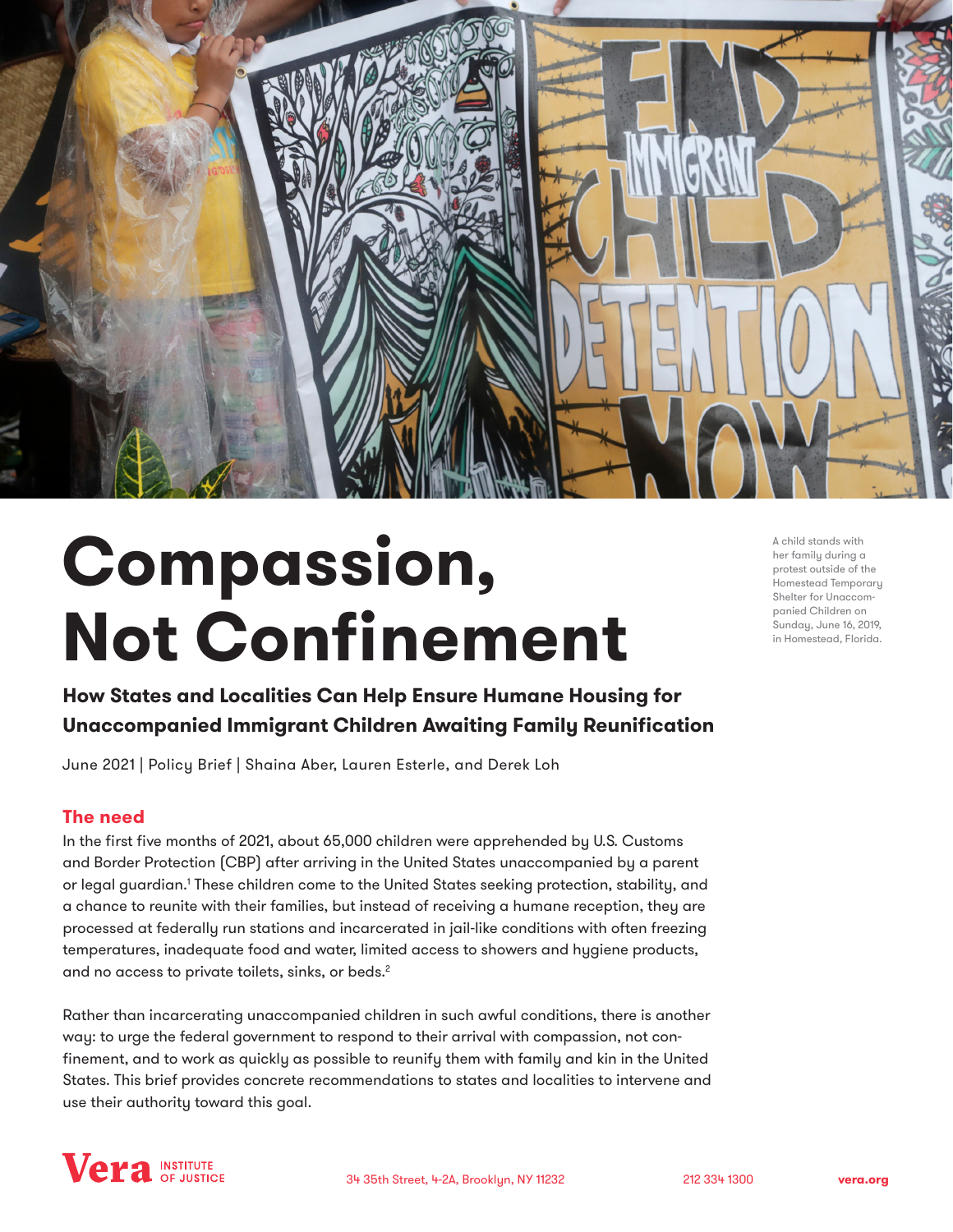A child stands with her family during a protest outside of the Homestead Temporary Shelter for Unaccompanied Children on Sunday, June 16, 2019, in Homestead, Florida.

# Compassion, Not Confinement

## How States and Localities Can Help Ensure Humane Housing for Unaccompanied Immigrant Children Awaiting Family Reunification

June 2021 | Policy Brief | Shaina Aber, Lauren Esterle, and Derek Loh

### The need

In the first five months of 2021, about 65,000 children were apprehended by U.S. Customs and Border Protection (CBP) after arriving in the United States unaccompanied by a parent or legal guardian.[1] These children come to the United States seeking protection, stability, and a chance to reunite with their families, but instead of receiving a humane reception, they are processed at federally run stations and incarcerated in jail-like conditions with often freezing temperatures, inadequate food and water, limited access to showers and hygiene products, and no access to private toilets, sinks, or beds.[2]

Rather than incarcerating unaccompanied children in such awful conditions, there is another way: to urge the federal government to respond to their arrival with compassion, not confinement, and to work as quickly as possible to reunify them with family and kin in the United States. This brief provides concrete recommendations to states and localities to intervene and use their authority toward this goal.

Vera Institute of Justice | 34 35th Street, 4-2A, Brooklyn, NY 11232 | 212 334 1300 | vera.org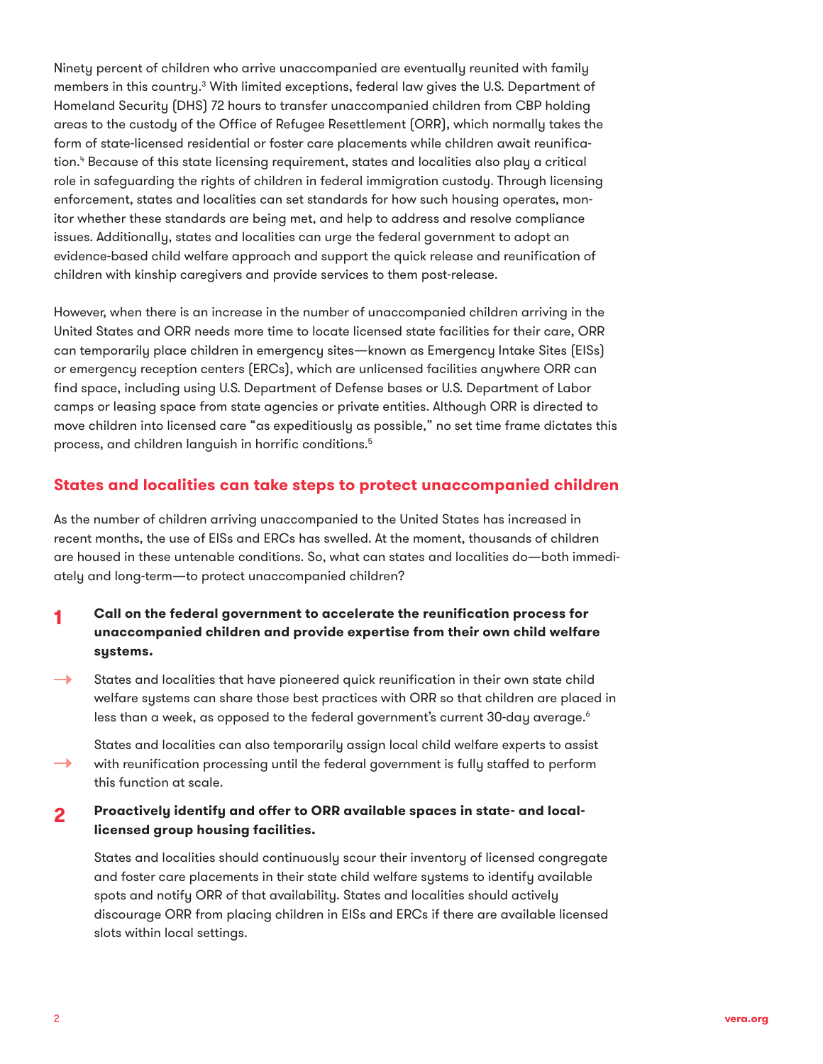Ninety percent of children who arrive unaccompanied are eventually reunited with family members in this country.[3] With limited exceptions, federal law gives the U.S. Department of Homeland Security (DHS) 72 hours to transfer unaccompanied children from CBP holding areas to the custody of the Office of Refugee Resettlement (ORR), which normally takes the form of state-licensed residential or foster care placements while children await reunification.[4] Because of this state licensing requirement, states and localities also play a critical role in safeguarding the rights of children in federal immigration custody. Through licensing enforcement, states and localities can set standards for how such housing operates, monitor whether these standards are being met, and help to address and resolve compliance issues. Additionally, states and localities can urge the federal government to adopt an evidence-based child welfare approach and support the quick release and reunification of children with kinship caregivers and provide services to them post-release.

However, when there is an increase in the number of unaccompanied children arriving in the United States and ORR needs more time to locate licensed state facilities for their care, ORR can temporarily place children in emergency sites—known as Emergency Intake Sites (EISs) or emergency reception centers (ERCs), which are unlicensed facilities anywhere ORR can find space, including using U.S. Department of Defense bases or U.S. Department of Labor camps or leasing space from state agencies or private entities. Although ORR is directed to move children into licensed care "as expeditiously as possible," no set time frame dictates this process, and children languish in horrific conditions.[5]

## States and localities can take steps to protect unaccompanied children

As the number of children arriving unaccompanied to the United States has increased in recent months, the use of EISs and ERCs has swelled. At the moment, thousands of children are housed in these untenable conditions. So, what can states and localities do—both immediately and long-term—to protect unaccompanied children?

1. **Call on the federal government to accelerate the reunification process for unaccompanied children and provide expertise from their own child welfare systems.**

   → States and localities that have pioneered quick reunification in their own state child welfare systems can share those best practices with ORR so that children are placed in less than a week, as opposed to the federal government's current 30-day average.[6]

   → States and localities can also temporarily assign local child welfare experts to assist with reunification processing until the federal government is fully staffed to perform this function at scale.

2. **Proactively identify and offer to ORR available spaces in state- and local-licensed group housing facilities.**

   States and localities should continuously scour their inventory of licensed congregate and foster care placements in their state child welfare systems to identify available spots and notify ORR of that availability. States and localities should actively discourage ORR from placing children in EISs and ERCs if there are available licensed slots within local settings.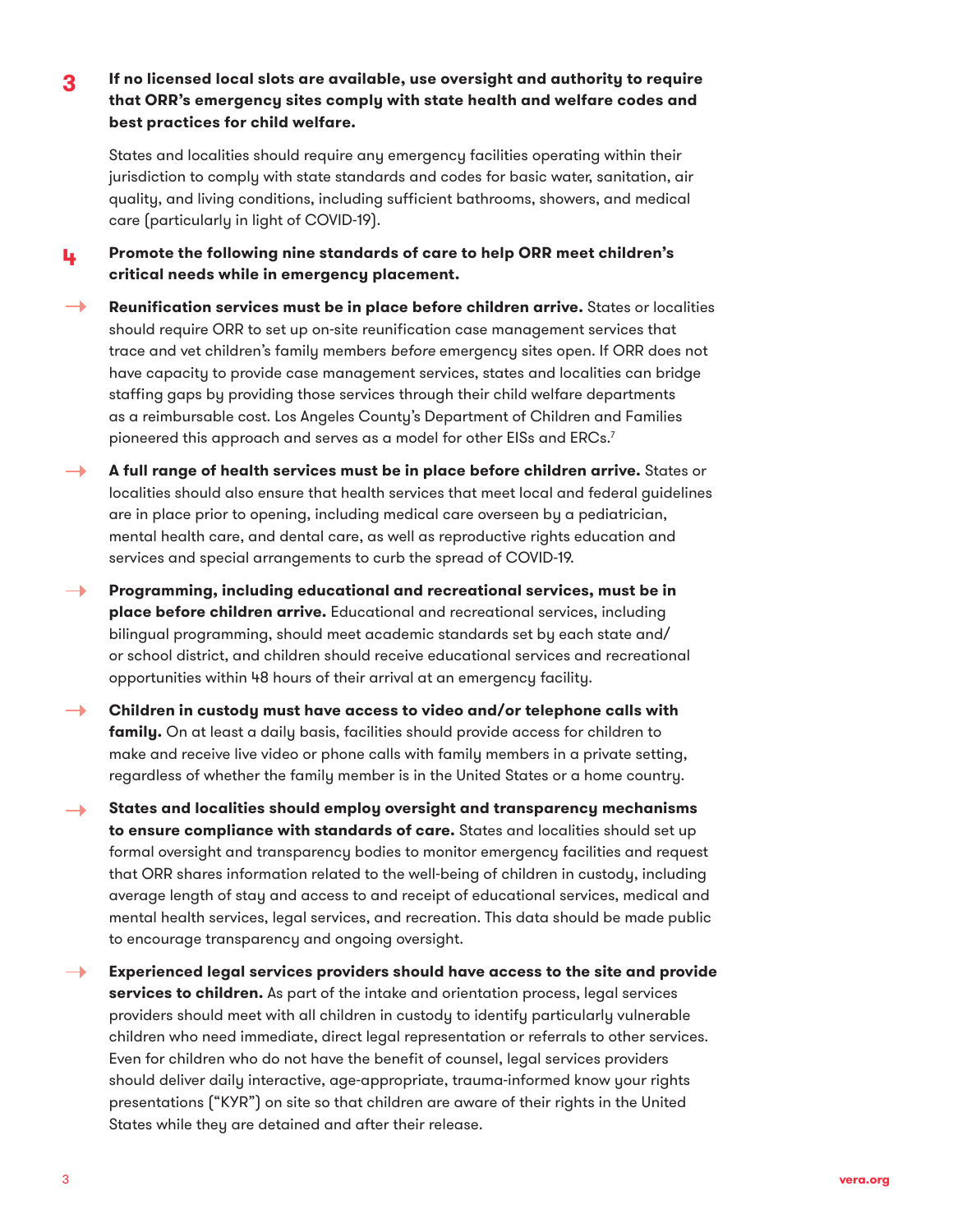**3** **If no licensed local slots are available, use oversight and authority to require that ORR's emergency sites comply with state health and welfare codes and best practices for child welfare.**

States and localities should require any emergency facilities operating within their jurisdiction to comply with state standards and codes for basic water, sanitation, air quality, and living conditions, including sufficient bathrooms, showers, and medical care (particularly in light of COVID-19).

**4** **Promote the following nine standards of care to help ORR meet children's critical needs while in emergency placement.**

→ **Reunification services must be in place before children arrive.** States or localities should require ORR to set up on-site reunification case management services that trace and vet children's family members *before* emergency sites open. If ORR does not have capacity to provide case management services, states and localities can bridge staffing gaps by providing those services through their child welfare departments as a reimbursable cost. Los Angeles County's Department of Children and Families pioneered this approach and serves as a model for other EISs and ERCs.[7]

→ **A full range of health services must be in place before children arrive.** States or localities should also ensure that health services that meet local and federal guidelines are in place prior to opening, including medical care overseen by a pediatrician, mental health care, and dental care, as well as reproductive rights education and services and special arrangements to curb the spread of COVID-19.

→ **Programming, including educational and recreational services, must be in place before children arrive.** Educational and recreational services, including bilingual programming, should meet academic standards set by each state and/or school district, and children should receive educational services and recreational opportunities within 48 hours of their arrival at an emergency facility.

→ **Children in custody must have access to video and/or telephone calls with family.** On at least a daily basis, facilities should provide access for children to make and receive live video or phone calls with family members in a private setting, regardless of whether the family member is in the United States or a home country.

→ **States and localities should employ oversight and transparency mechanisms to ensure compliance with standards of care.** States and localities should set up formal oversight and transparency bodies to monitor emergency facilities and request that ORR shares information related to the well-being of children in custody, including average length of stay and access to and receipt of educational services, medical and mental health services, legal services, and recreation. This data should be made public to encourage transparency and ongoing oversight.

→ **Experienced legal services providers should have access to the site and provide services to children.** As part of the intake and orientation process, legal services providers should meet with all children in custody to identify particularly vulnerable children who need immediate, direct legal representation or referrals to other services. Even for children who do not have the benefit of counsel, legal services providers should deliver daily interactive, age-appropriate, trauma-informed know your rights presentations ("KYR") on site so that children are aware of their rights in the United States while they are detained and after their release.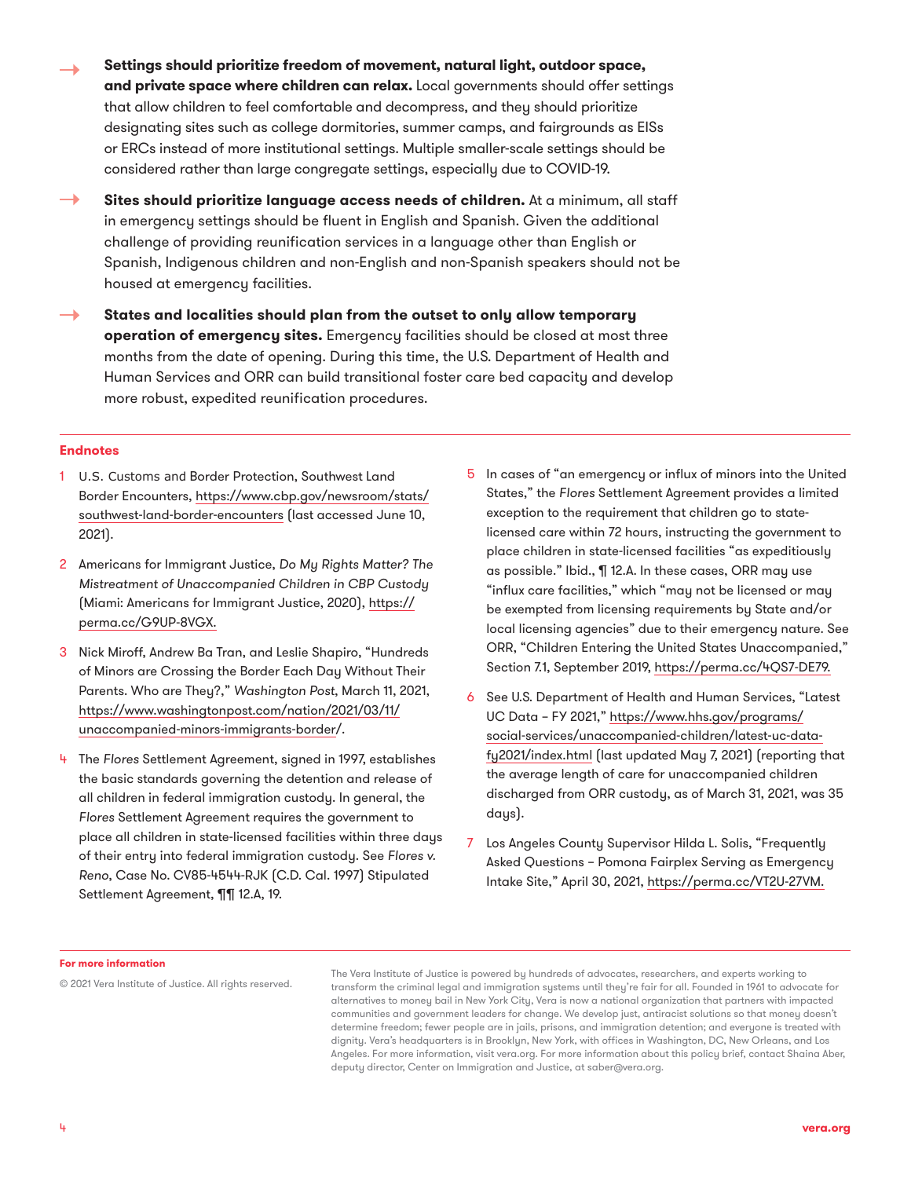- **Settings should prioritize freedom of movement, natural light, outdoor space, and private space where children can relax.** Local governments should offer settings that allow children to feel comfortable and decompress, and they should prioritize designating sites such as college dormitories, summer camps, and fairgrounds as EISs or ERCs instead of more institutional settings. Multiple smaller-scale settings should be considered rather than large congregate settings, especially due to COVID-19.

- **Sites should prioritize language access needs of children.** At a minimum, all staff in emergency settings should be fluent in English and Spanish. Given the additional challenge of providing reunification services in a language other than English or Spanish, Indigenous children and non-English and non-Spanish speakers should not be housed at emergency facilities.

- **States and localities should plan from the outset to only allow temporary operation of emergency sites.** Emergency facilities should be closed at most three months from the date of opening. During this time, the U.S. Department of Health and Human Services and ORR can build transitional foster care bed capacity and develop more robust, expedited reunification procedures.

## Endnotes

1. U.S. Customs and Border Protection, Southwest Land Border Encounters, https://www.cbp.gov/newsroom/stats/southwest-land-border-encounters (last accessed June 10, 2021).

2. Americans for Immigrant Justice, *Do My Rights Matter? The Mistreatment of Unaccompanied Children in CBP Custody* (Miami: Americans for Immigrant Justice, 2020), https://perma.cc/G9UP-8VGX.

3. Nick Miroff, Andrew Ba Tran, and Leslie Shapiro, "Hundreds of Minors are Crossing the Border Each Day Without Their Parents. Who are They?," *Washington Post*, March 11, 2021, https://www.washingtonpost.com/nation/2021/03/11/unaccompanied-minors-immigrants-border/.

4. The *Flores* Settlement Agreement, signed in 1997, establishes the basic standards governing the detention and release of all children in federal immigration custody. In general, the *Flores* Settlement Agreement requires the government to place all children in state-licensed facilities within three days of their entry into federal immigration custody. See *Flores v. Reno*, Case No. CV85-4544-RJK (C.D. Cal. 1997) Stipulated Settlement Agreement, ¶¶ 12.A, 19.

5. In cases of "an emergency or influx of minors into the United States," the *Flores* Settlement Agreement provides a limited exception to the requirement that children go to state-licensed care within 72 hours, instructing the government to place children in state-licensed facilities "as expeditiously as possible." Ibid., ¶ 12.A. In these cases, ORR may use "influx care facilities," which "may not be licensed or may be exempted from licensing requirements by State and/or local licensing agencies" due to their emergency nature. See ORR, "Children Entering the United States Unaccompanied," Section 7.1, September 2019, https://perma.cc/4QS7-DE79.

6. See U.S. Department of Health and Human Services, "Latest UC Data – FY 2021," https://www.hhs.gov/programs/social-services/unaccompanied-children/latest-uc-data-fy2021/index.html (last updated May 7, 2021) (reporting that the average length of care for unaccompanied children discharged from ORR custody, as of March 31, 2021, was 35 days).

7. Los Angeles County Supervisor Hilda L. Solis, "Frequently Asked Questions – Pomona Fairplex Serving as Emergency Intake Site," April 30, 2021, https://perma.cc/VT2U-27VM.

**For more information**

© 2021 Vera Institute of Justice. All rights reserved.

The Vera Institute of Justice is powered by hundreds of advocates, researchers, and experts working to transform the criminal legal and immigration systems until they're fair for all. Founded in 1961 to advocate for alternatives to money bail in New York City, Vera is now a national organization that partners with impacted communities and government leaders for change. We develop just, antiracist solutions so that money doesn't determine freedom; fewer people are in jails, prisons, and immigration detention; and everyone is treated with dignity. Vera's headquarters is in Brooklyn, New York, with offices in Washington, DC, New Orleans, and Los Angeles. For more information, visit vera.org. For more information about this policy brief, contact Shaina Aber, deputy director, Center on Immigration and Justice, at saber@vera.org.